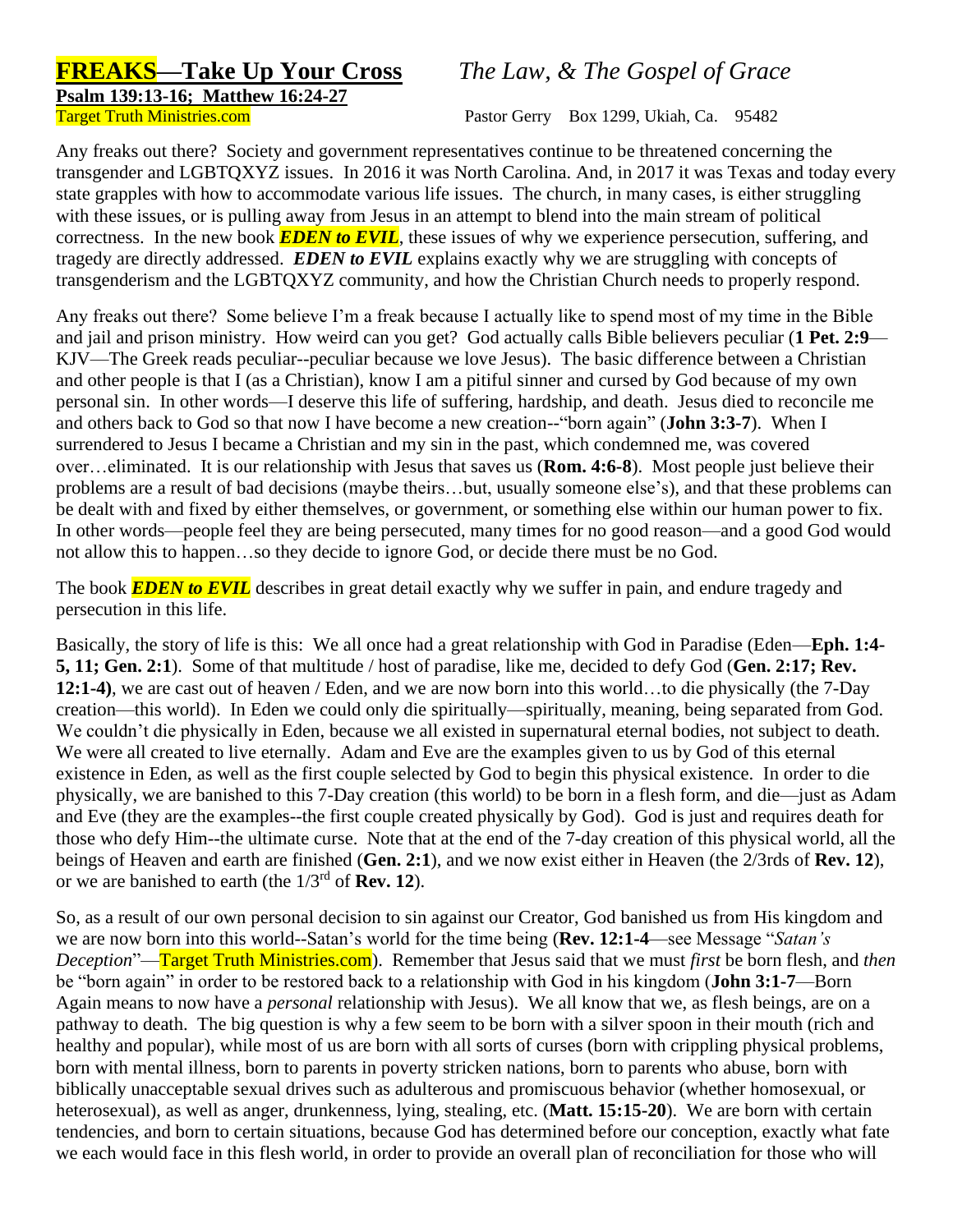# FREAKS—Take Up Your Cross *The Law, & The Gospel of Grace*

**Psalm 139:13-16; Matthew 16:24-27**

Target Truth Ministries.com Pastor Gerry Box 1299, Ukiah, Ca. 95482

Any freaks out there? Society and government representatives continue to be threatened concerning the transgender and LGBTQXYZ issues. In 2016 it was North Carolina. And, in 2017 it was Texas and today every state grapples with how to accommodate various life issues. The church, in many cases, is either struggling with these issues, or is pulling away from Jesus in an attempt to blend into the main stream of political correctness. In the new book ***EDEN to EVIL***, these issues of why we experience persecution, suffering, and tragedy are directly addressed. ***EDEN to EVIL*** explains exactly why we are struggling with concepts of transgenderism and the LGBTQXYZ community, and how the Christian Church needs to properly respond.

Any freaks out there? Some believe I'm a freak because I actually like to spend most of my time in the Bible and jail and prison ministry. How weird can you get? God actually calls Bible believers peculiar (**1 Pet. 2:9**—KJV—The Greek reads peculiar--peculiar because we love Jesus). The basic difference between a Christian and other people is that I (as a Christian), know I am a pitiful sinner and cursed by God because of my own personal sin. In other words—I deserve this life of suffering, hardship, and death. Jesus died to reconcile me and others back to God so that now I have become a new creation--"born again" (**John 3:3-7**). When I surrendered to Jesus I became a Christian and my sin in the past, which condemned me, was covered over…eliminated. It is our relationship with Jesus that saves us (**Rom. 4:6-8**). Most people just believe their problems are a result of bad decisions (maybe theirs…but, usually someone else's), and that these problems can be dealt with and fixed by either themselves, or government, or something else within our human power to fix. In other words—people feel they are being persecuted, many times for no good reason—and a good God would not allow this to happen…so they decide to ignore God, or decide there must be no God.

The book ***EDEN to EVIL*** describes in great detail exactly why we suffer in pain, and endure tragedy and persecution in this life.

Basically, the story of life is this: We all once had a great relationship with God in Paradise (Eden—**Eph. 1:4-5, 11; Gen. 2:1**). Some of that multitude / host of paradise, like me, decided to defy God (**Gen. 2:17; Rev. 12:1-4)**, we are cast out of heaven / Eden, and we are now born into this world…to die physically (the 7-Day creation—this world). In Eden we could only die spiritually—spiritually, meaning, being separated from God. We couldn't die physically in Eden, because we all existed in supernatural eternal bodies, not subject to death. We were all created to live eternally. Adam and Eve are the examples given to us by God of this eternal existence in Eden, as well as the first couple selected by God to begin this physical existence. In order to die physically, we are banished to this 7-Day creation (this world) to be born in a flesh form, and die—just as Adam and Eve (they are the examples--the first couple created physically by God). God is just and requires death for those who defy Him--the ultimate curse. Note that at the end of the 7-day creation of this physical world, all the beings of Heaven and earth are finished (**Gen. 2:1**), and we now exist either in Heaven (the 2/3rds of **Rev. 12**), or we are banished to earth (the 1/3rd of **Rev. 12**).

So, as a result of our own personal decision to sin against our Creator, God banished us from His kingdom and we are now born into this world--Satan's world for the time being (**Rev. 12:1-4**—see Message "*Satan's Deception*"—Target Truth Ministries.com). Remember that Jesus said that we must *first* be born flesh, and *then* be "born again" in order to be restored back to a relationship with God in his kingdom (**John 3:1-7**—Born Again means to now have a *personal* relationship with Jesus). We all know that we, as flesh beings, are on a pathway to death. The big question is why a few seem to be born with a silver spoon in their mouth (rich and healthy and popular), while most of us are born with all sorts of curses (born with crippling physical problems, born with mental illness, born to parents in poverty stricken nations, born to parents who abuse, born with biblically unacceptable sexual drives such as adulterous and promiscuous behavior (whether homosexual, or heterosexual), as well as anger, drunkenness, lying, stealing, etc. (**Matt. 15:15-20**). We are born with certain tendencies, and born to certain situations, because God has determined before our conception, exactly what fate we each would face in this flesh world, in order to provide an overall plan of reconciliation for those who will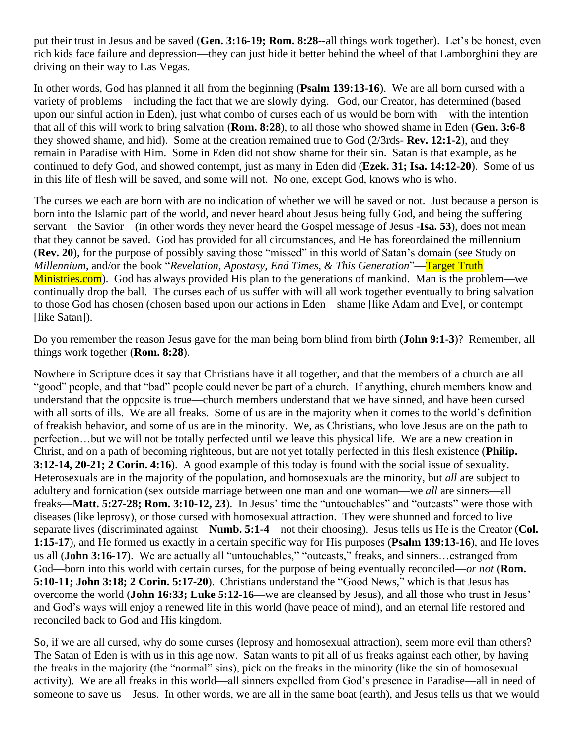put their trust in Jesus and be saved (**Gen. 3:16-19; Rom. 8:28--**all things work together). Let's be honest, even rich kids face failure and depression—they can just hide it better behind the wheel of that Lamborghini they are driving on their way to Las Vegas.

In other words, God has planned it all from the beginning (**Psalm 139:13-16**). We are all born cursed with a variety of problems—including the fact that we are slowly dying. God, our Creator, has determined (based upon our sinful action in Eden), just what combo of curses each of us would be born with—with the intention that all of this will work to bring salvation (**Rom. 8:28**), to all those who showed shame in Eden (**Gen. 3:6-8**—they showed shame, and hid). Some at the creation remained true to God (2/3rds- **Rev. 12:1-2**), and they remain in Paradise with Him. Some in Eden did not show shame for their sin. Satan is that example, as he continued to defy God, and showed contempt, just as many in Eden did (**Ezek. 31; Isa. 14:12-20**). Some of us in this life of flesh will be saved, and some will not. No one, except God, knows who is who.

The curses we each are born with are no indication of whether we will be saved or not. Just because a person is born into the Islamic part of the world, and never heard about Jesus being fully God, and being the suffering servant—the Savior—(in other words they never heard the Gospel message of Jesus -**Isa. 53**), does not mean that they cannot be saved. God has provided for all circumstances, and He has foreordained the millennium (**Rev. 20**), for the purpose of possibly saving those "missed" in this world of Satan's domain (see Study on *Millennium*, and/or the book "*Revelation, Apostasy, End Times, & This Generation*"—Target Truth Ministries.com). God has always provided His plan to the generations of mankind. Man is the problem—we continually drop the ball. The curses each of us suffer with will all work together eventually to bring salvation to those God has chosen (chosen based upon our actions in Eden—shame [like Adam and Eve], or contempt [like Satan]).

Do you remember the reason Jesus gave for the man being born blind from birth (**John 9:1-3**)? Remember, all things work together (**Rom. 8:28**).

Nowhere in Scripture does it say that Christians have it all together, and that the members of a church are all "good" people, and that "bad" people could never be part of a church. If anything, church members know and understand that the opposite is true—church members understand that we have sinned, and have been cursed with all sorts of ills. We are all freaks. Some of us are in the majority when it comes to the world's definition of freakish behavior, and some of us are in the minority. We, as Christians, who love Jesus are on the path to perfection…but we will not be totally perfected until we leave this physical life. We are a new creation in Christ, and on a path of becoming righteous, but are not yet totally perfected in this flesh existence (**Philip. 3:12-14, 20-21; 2 Corin. 4:16**). A good example of this today is found with the social issue of sexuality. Heterosexuals are in the majority of the population, and homosexuals are the minority, but *all* are subject to adultery and fornication (sex outside marriage between one man and one woman—we *all* are sinners—all freaks—**Matt. 5:27-28; Rom. 3:10-12, 23**). In Jesus' time the "untouchables" and "outcasts" were those with diseases (like leprosy), or those cursed with homosexual attraction. They were shunned and forced to live separate lives (discriminated against—**Numb. 5:1-4**—not their choosing). Jesus tells us He is the Creator (**Col. 1:15-17**), and He formed us exactly in a certain specific way for His purposes (**Psalm 139:13-16**), and He loves us all (**John 3:16-17**). We are actually all "untouchables," "outcasts," freaks, and sinners…estranged from God—born into this world with certain curses, for the purpose of being eventually reconciled—*or not* (**Rom. 5:10-11; John 3:18; 2 Corin. 5:17-20**). Christians understand the "Good News," which is that Jesus has overcome the world (**John 16:33; Luke 5:12-16**—we are cleansed by Jesus), and all those who trust in Jesus' and God's ways will enjoy a renewed life in this world (have peace of mind), and an eternal life restored and reconciled back to God and His kingdom.

So, if we are all cursed, why do some curses (leprosy and homosexual attraction), seem more evil than others? The Satan of Eden is with us in this age now. Satan wants to pit all of us freaks against each other, by having the freaks in the majority (the "normal" sins), pick on the freaks in the minority (like the sin of homosexual activity). We are all freaks in this world—all sinners expelled from God's presence in Paradise—all in need of someone to save us—Jesus. In other words, we are all in the same boat (earth), and Jesus tells us that we would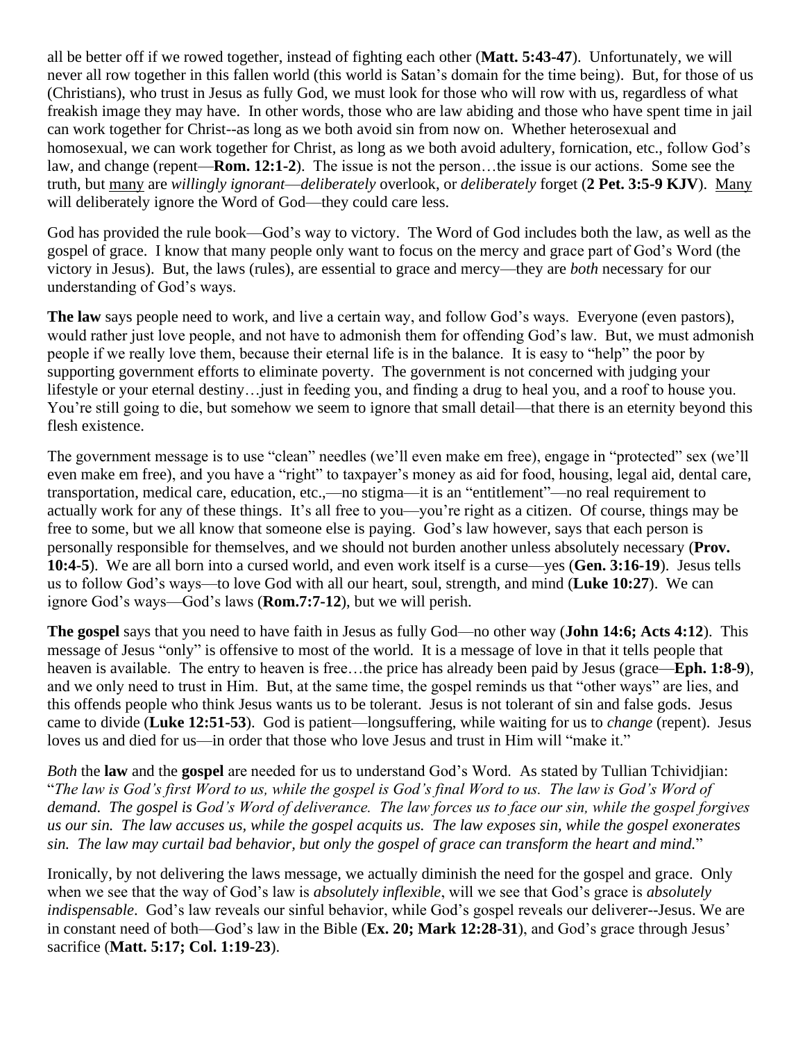all be better off if we rowed together, instead of fighting each other (**Matt. 5:43-47**). Unfortunately, we will never all row together in this fallen world (this world is Satan's domain for the time being). But, for those of us (Christians), who trust in Jesus as fully God, we must look for those who will row with us, regardless of what freakish image they may have. In other words, those who are law abiding and those who have spent time in jail can work together for Christ--as long as we both avoid sin from now on. Whether heterosexual and homosexual, we can work together for Christ, as long as we both avoid adultery, fornication, etc., follow God's law, and change (repent—**Rom. 12:1-2**). The issue is not the person…the issue is our actions. Some see the truth, but <u>many</u> are *willingly ignorant*—*deliberately* overlook, or *deliberately* forget (**2 Pet. 3:5-9 KJV**). <u>Many</u> will deliberately ignore the Word of God—they could care less.

God has provided the rule book—God's way to victory. The Word of God includes both the law, as well as the gospel of grace. I know that many people only want to focus on the mercy and grace part of God's Word (the victory in Jesus). But, the laws (rules), are essential to grace and mercy—they are *both* necessary for our understanding of God's ways.

**The law** says people need to work, and live a certain way, and follow God's ways. Everyone (even pastors), would rather just love people, and not have to admonish them for offending God's law. But, we must admonish people if we really love them, because their eternal life is in the balance. It is easy to "help" the poor by supporting government efforts to eliminate poverty. The government is not concerned with judging your lifestyle or your eternal destiny…just in feeding you, and finding a drug to heal you, and a roof to house you. You're still going to die, but somehow we seem to ignore that small detail—that there is an eternity beyond this flesh existence.

The government message is to use "clean" needles (we'll even make em free), engage in "protected" sex (we'll even make em free), and you have a "right" to taxpayer's money as aid for food, housing, legal aid, dental care, transportation, medical care, education, etc.,—no stigma—it is an "entitlement"—no real requirement to actually work for any of these things. It's all free to you—you're right as a citizen. Of course, things may be free to some, but we all know that someone else is paying. God's law however, says that each person is personally responsible for themselves, and we should not burden another unless absolutely necessary (**Prov. 10:4-5**). We are all born into a cursed world, and even work itself is a curse—yes (**Gen. 3:16-19**). Jesus tells us to follow God's ways—to love God with all our heart, soul, strength, and mind (**Luke 10:27**). We can ignore God's ways—God's laws (**Rom.7:7-12**), but we will perish.

**The gospel** says that you need to have faith in Jesus as fully God—no other way (**John 14:6; Acts 4:12**). This message of Jesus "only" is offensive to most of the world. It is a message of love in that it tells people that heaven is available. The entry to heaven is free…the price has already been paid by Jesus (grace—**Eph. 1:8-9**), and we only need to trust in Him. But, at the same time, the gospel reminds us that "other ways" are lies, and this offends people who think Jesus wants us to be tolerant. Jesus is not tolerant of sin and false gods. Jesus came to divide (**Luke 12:51-53**). God is patient—longsuffering, while waiting for us to *change* (repent). Jesus loves us and died for us—in order that those who love Jesus and trust in Him will "make it."

*Both* the **law** and the **gospel** are needed for us to understand God's Word. As stated by Tullian Tchividjian: "*The law is God's first Word to us, while the gospel is God's final Word to us. The law is God's Word of demand. The gospel is God's Word of deliverance. The law forces us to face our sin, while the gospel forgives us our sin. The law accuses us, while the gospel acquits us. The law exposes sin, while the gospel exonerates sin. The law may curtail bad behavior, but only the gospel of grace can transform the heart and mind.*"

Ironically, by not delivering the laws message, we actually diminish the need for the gospel and grace. Only when we see that the way of God's law is *absolutely inflexible*, will we see that God's grace is *absolutely indispensable*. God's law reveals our sinful behavior, while God's gospel reveals our deliverer--Jesus. We are in constant need of both—God's law in the Bible (**Ex. 20; Mark 12:28-31**), and God's grace through Jesus' sacrifice (**Matt. 5:17; Col. 1:19-23**).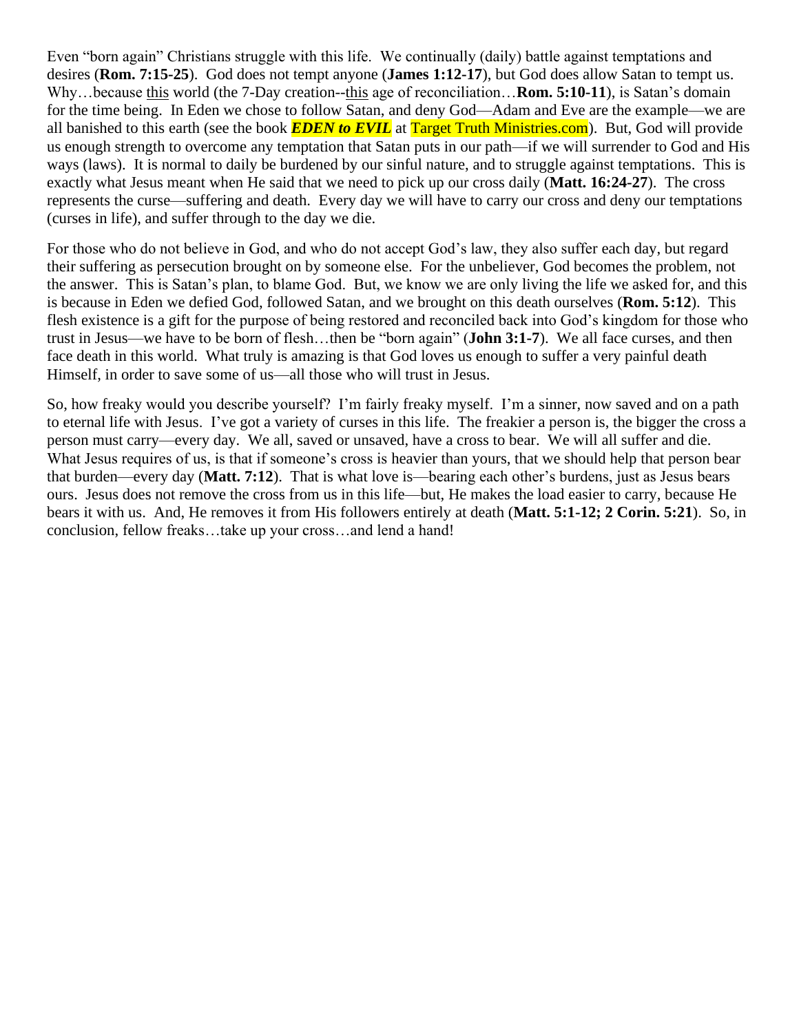Even "born again" Christians struggle with this life. We continually (daily) battle against temptations and desires (**Rom. 7:15-25**). God does not tempt anyone (**James 1:12-17**), but God does allow Satan to tempt us. Why…because <u>this</u> world (the 7-Day creation--<u>this</u> age of reconciliation…**Rom. 5:10-11**), is Satan's domain for the time being. In Eden we chose to follow Satan, and deny God—Adam and Eve are the example—we are all banished to this earth (see the book ***EDEN to EVIL*** at Target Truth Ministries.com). But, God will provide us enough strength to overcome any temptation that Satan puts in our path—if we will surrender to God and His ways (laws). It is normal to daily be burdened by our sinful nature, and to struggle against temptations. This is exactly what Jesus meant when He said that we need to pick up our cross daily (**Matt. 16:24-27**). The cross represents the curse—suffering and death. Every day we will have to carry our cross and deny our temptations (curses in life), and suffer through to the day we die.

For those who do not believe in God, and who do not accept God's law, they also suffer each day, but regard their suffering as persecution brought on by someone else. For the unbeliever, God becomes the problem, not the answer. This is Satan's plan, to blame God. But, we know we are only living the life we asked for, and this is because in Eden we defied God, followed Satan, and we brought on this death ourselves (**Rom. 5:12**). This flesh existence is a gift for the purpose of being restored and reconciled back into God's kingdom for those who trust in Jesus—we have to be born of flesh…then be "born again" (**John 3:1-7**). We all face curses, and then face death in this world. What truly is amazing is that God loves us enough to suffer a very painful death Himself, in order to save some of us—all those who will trust in Jesus.

So, how freaky would you describe yourself? I'm fairly freaky myself. I'm a sinner, now saved and on a path to eternal life with Jesus. I've got a variety of curses in this life. The freakier a person is, the bigger the cross a person must carry—every day. We all, saved or unsaved, have a cross to bear. We will all suffer and die. What Jesus requires of us, is that if someone's cross is heavier than yours, that we should help that person bear that burden—every day (**Matt. 7:12**). That is what love is—bearing each other's burdens, just as Jesus bears ours. Jesus does not remove the cross from us in this life—but, He makes the load easier to carry, because He bears it with us. And, He removes it from His followers entirely at death (**Matt. 5:1-12; 2 Corin. 5:21**). So, in conclusion, fellow freaks…take up your cross…and lend a hand!